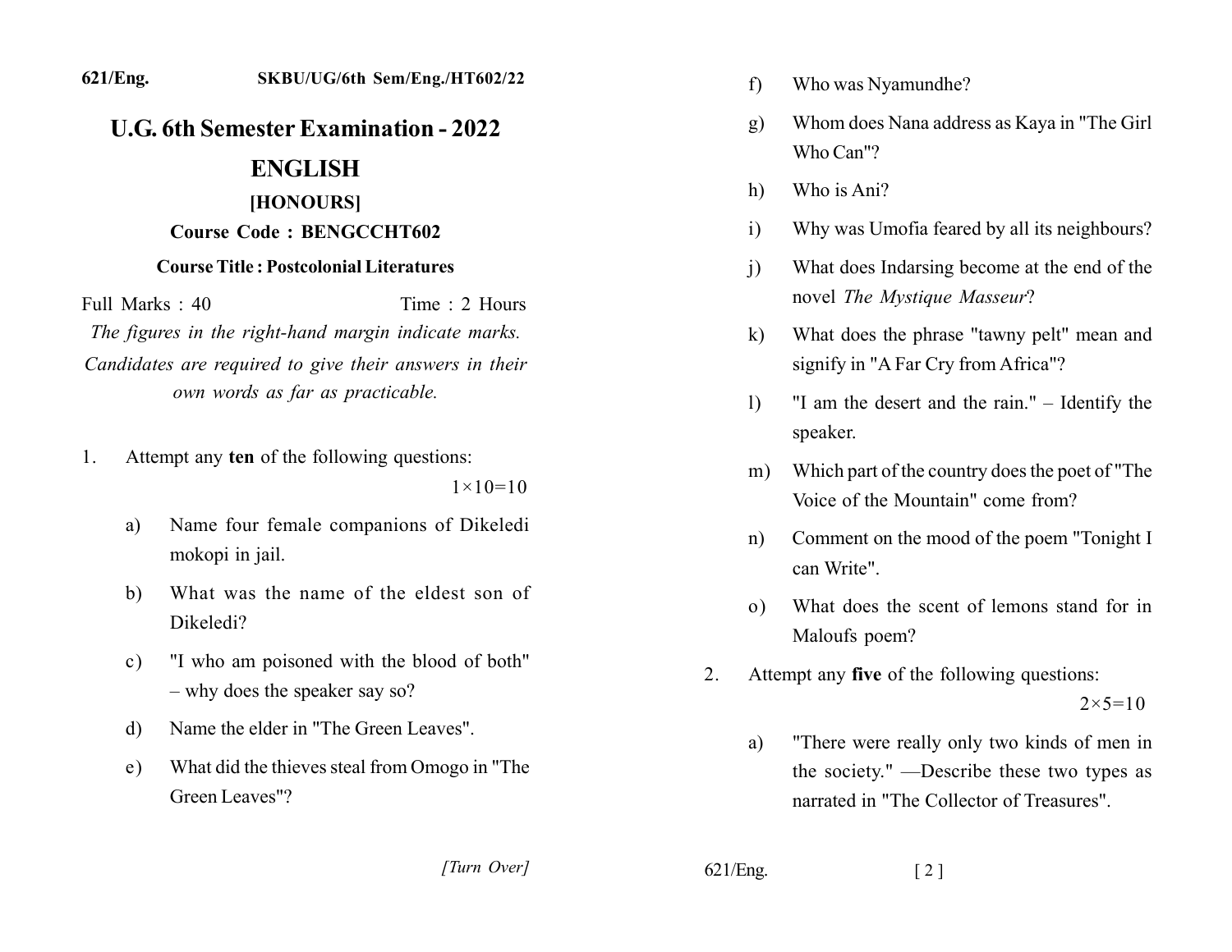621/Eng. SKBU/UG/6th Sem/Eng./HT602/22

# U.G. 6th Semester Examination - 2022

## ENGLISH

### [HONOURS]

**Course Code : BENGCCHT602**

**Course Title : Postcolonial Literatures**

Full Marks : 40 Time : 2 Hours

*The figures in the right-hand margin indicate marks.*

*Candidates are required to give their answers in their own words as far as practicable.*

1. Attempt any **ten** of the following questions: 1×10=10

   a) Name four female companions of Dikeledi mokopi in jail.

   b) What was the name of the eldest son of Dikeledi?

   c) "I who am poisoned with the blood of both" – why does the speaker say so?

   d) Name the elder in "The Green Leaves".

   e) What did the thieves steal from Omogo in "The Green Leaves"?

   f) Who was Nyamundhe?

   g) Whom does Nana address as Kaya in "The Girl Who Can"?

   h) Who is Ani?

   i) Why was Umofia feared by all its neighbours?

   j) What does Indarsing become at the end of the novel *The Mystique Masseur*?

   k) What does the phrase "tawny pelt" mean and signify in "A Far Cry from Africa"?

   l) "I am the desert and the rain." – Identify the speaker.

   m) Which part of the country does the poet of "The Voice of the Mountain" come from?

   n) Comment on the mood of the poem "Tonight I can Write".

   o) What does the scent of lemons stand for in Maloufs poem?

2. Attempt any **five** of the following questions: 2×5=10

   a) "There were really only two kinds of men in the society." —Describe these two types as narrated in "The Collector of Treasures".

[Turn Over]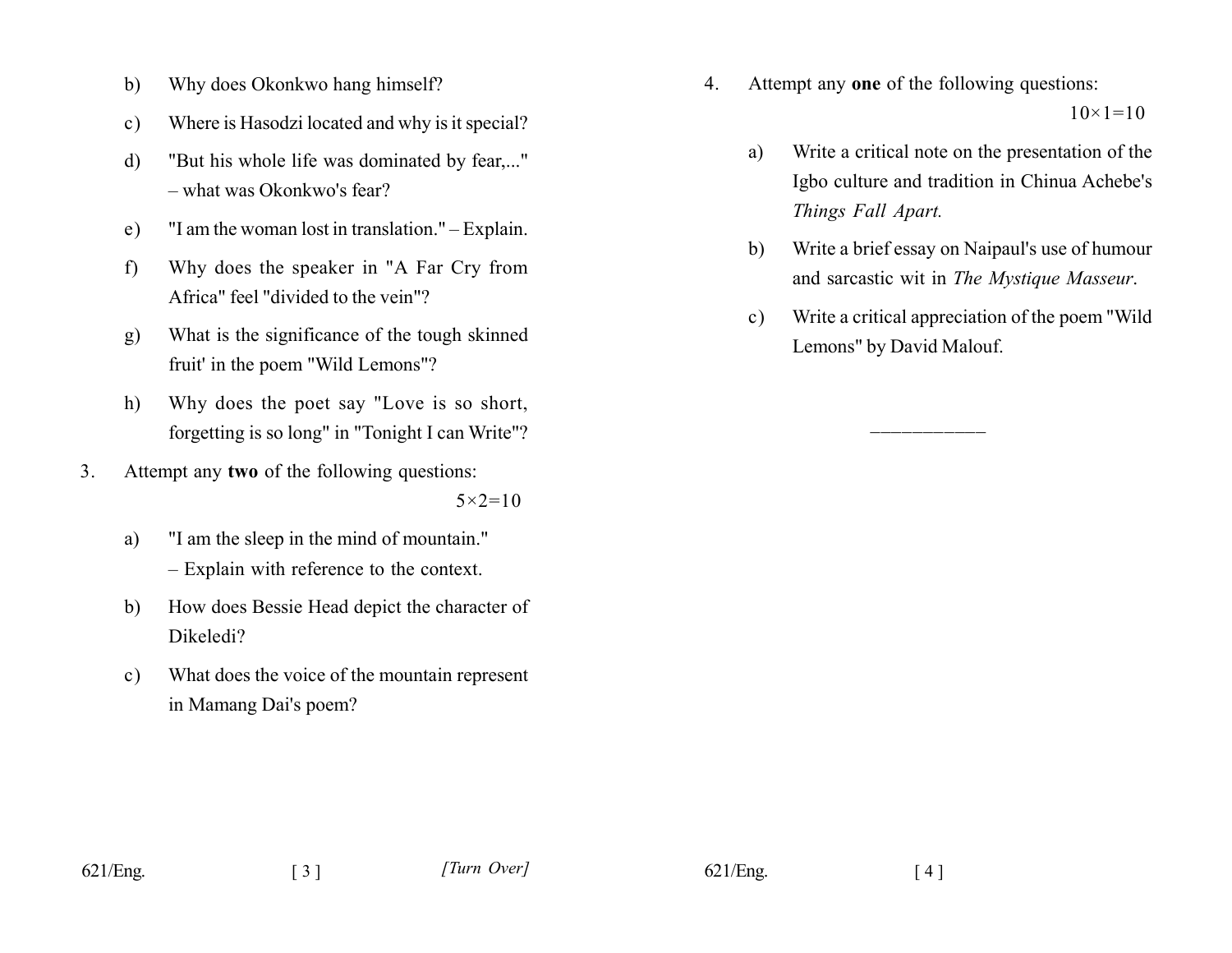b) Why does Okonkwo hang himself?

c) Where is Hasodzi located and why is it special?

d) "But his whole life was dominated by fear,..." – what was Okonkwo's fear?

e) "I am the woman lost in translation." – Explain.

f) Why does the speaker in "A Far Cry from Africa" feel "divided to the vein"?

g) What is the significance of the tough skinned fruit' in the poem "Wild Lemons"?

h) Why does the poet say "Love is so short, forgetting is so long" in "Tonight I can Write"?

3. Attempt any **two** of the following questions: $5\times2=10$

a) "I am the sleep in the mind of mountain." – Explain with reference to the context.

b) How does Bessie Head depict the character of Dikeledi?

c) What does the voice of the mountain represent in Mamang Dai's poem?

4. Attempt any **one** of the following questions: $10\times1=10$

a) Write a critical note on the presentation of the Igbo culture and tradition in Chinua Achebe's *Things Fall Apart.*

b) Write a brief essay on Naipaul's use of humour and sarcastic wit in *The Mystique Masseur*.

c) Write a critical appreciation of the poem "Wild Lemons" by David Malouf.

———————